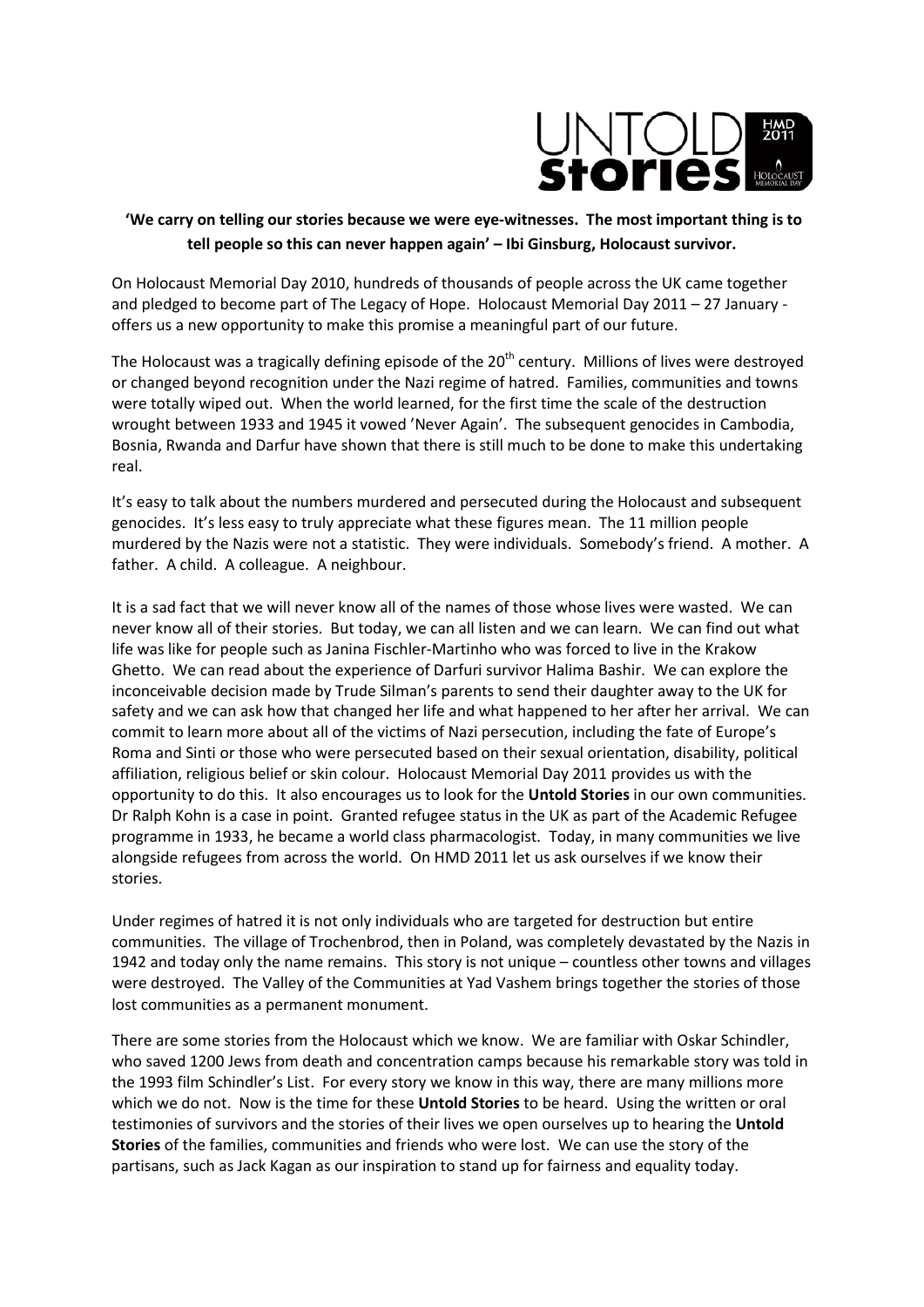**'We carry on telling our stories because we were eye-witnesses. The most important thing is to tell people so this can never happen again' – Ibi Ginsburg, Holocaust survivor.**

On Holocaust Memorial Day 2010, hundreds of thousands of people across the UK came together and pledged to become part of The Legacy of Hope. Holocaust Memorial Day 2011 – 27 January - offers us a new opportunity to make this promise a meaningful part of our future.

The Holocaust was a tragically defining episode of the 20th century. Millions of lives were destroyed or changed beyond recognition under the Nazi regime of hatred. Families, communities and towns were totally wiped out. When the world learned, for the first time the scale of the destruction wrought between 1933 and 1945 it vowed 'Never Again'. The subsequent genocides in Cambodia, Bosnia, Rwanda and Darfur have shown that there is still much to be done to make this undertaking real.

It's easy to talk about the numbers murdered and persecuted during the Holocaust and subsequent genocides. It's less easy to truly appreciate what these figures mean. The 11 million people murdered by the Nazis were not a statistic. They were individuals. Somebody's friend. A mother. A father. A child. A colleague. A neighbour.

It is a sad fact that we will never know all of the names of those whose lives were wasted. We can never know all of their stories. But today, we can all listen and we can learn. We can find out what life was like for people such as Janina Fischler-Martinho who was forced to live in the Krakow Ghetto. We can read about the experience of Darfuri survivor Halima Bashir. We can explore the inconceivable decision made by Trude Silman's parents to send their daughter away to the UK for safety and we can ask how that changed her life and what happened to her after her arrival. We can commit to learn more about all of the victims of Nazi persecution, including the fate of Europe's Roma and Sinti or those who were persecuted based on their sexual orientation, disability, political affiliation, religious belief or skin colour. Holocaust Memorial Day 2011 provides us with the opportunity to do this. It also encourages us to look for the **Untold Stories** in our own communities. Dr Ralph Kohn is a case in point. Granted refugee status in the UK as part of the Academic Refugee programme in 1933, he became a world class pharmacologist. Today, in many communities we live alongside refugees from across the world. On HMD 2011 let us ask ourselves if we know their stories.

Under regimes of hatred it is not only individuals who are targeted for destruction but entire communities. The village of Trochenbrod, then in Poland, was completely devastated by the Nazis in 1942 and today only the name remains. This story is not unique – countless other towns and villages were destroyed. The Valley of the Communities at Yad Vashem brings together the stories of those lost communities as a permanent monument.

There are some stories from the Holocaust which we know. We are familiar with Oskar Schindler, who saved 1200 Jews from death and concentration camps because his remarkable story was told in the 1993 film Schindler's List. For every story we know in this way, there are many millions more which we do not. Now is the time for these **Untold Stories** to be heard. Using the written or oral testimonies of survivors and the stories of their lives we open ourselves up to hearing the **Untold Stories** of the families, communities and friends who were lost. We can use the story of the partisans, such as Jack Kagan as our inspiration to stand up for fairness and equality today.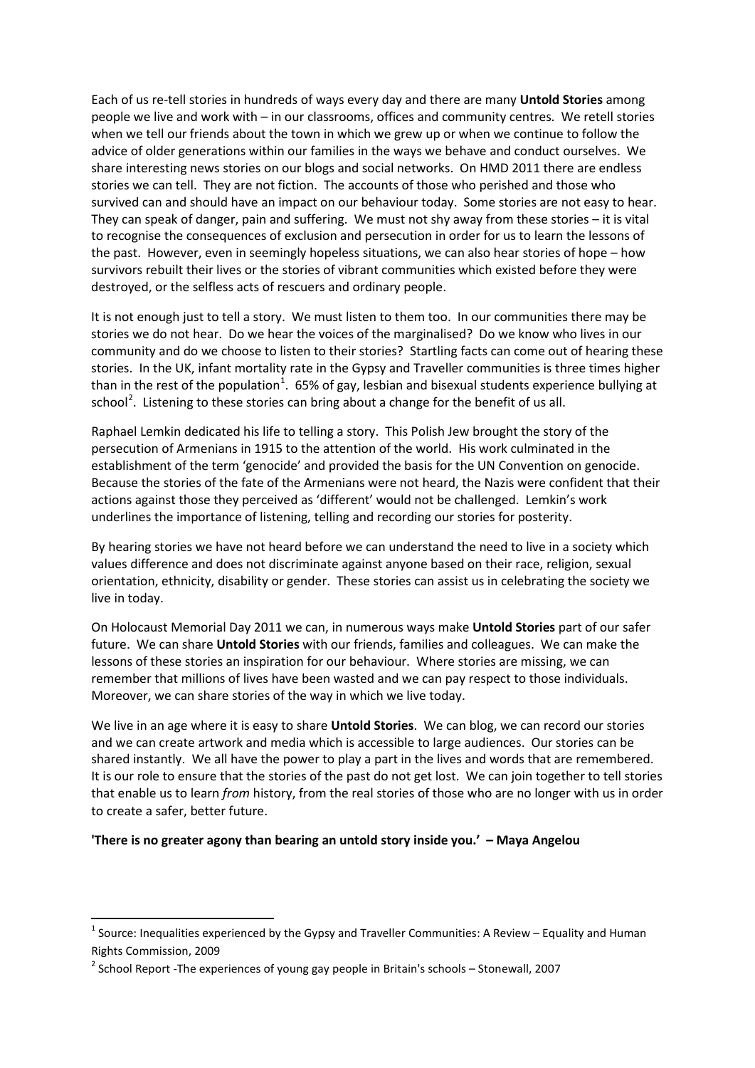Each of us re-tell stories in hundreds of ways every day and there are many **Untold Stories** among people we live and work with – in our classrooms, offices and community centres. We retell stories when we tell our friends about the town in which we grew up or when we continue to follow the advice of older generations within our families in the ways we behave and conduct ourselves. We share interesting news stories on our blogs and social networks. On HMD 2011 there are endless stories we can tell. They are not fiction. The accounts of those who perished and those who survived can and should have an impact on our behaviour today. Some stories are not easy to hear. They can speak of danger, pain and suffering. We must not shy away from these stories – it is vital to recognise the consequences of exclusion and persecution in order for us to learn the lessons of the past. However, even in seemingly hopeless situations, we can also hear stories of hope – how survivors rebuilt their lives or the stories of vibrant communities which existed before they were destroyed, or the selfless acts of rescuers and ordinary people.

It is not enough just to tell a story. We must listen to them too. In our communities there may be stories we do not hear. Do we hear the voices of the marginalised? Do we know who lives in our community and do we choose to listen to their stories? Startling facts can come out of hearing these stories. In the UK, infant mortality rate in the Gypsy and Traveller communities is three times higher than in the rest of the population[1]. 65% of gay, lesbian and bisexual students experience bullying at school[2]. Listening to these stories can bring about a change for the benefit of us all.

Raphael Lemkin dedicated his life to telling a story. This Polish Jew brought the story of the persecution of Armenians in 1915 to the attention of the world. His work culminated in the establishment of the term 'genocide' and provided the basis for the UN Convention on genocide. Because the stories of the fate of the Armenians were not heard, the Nazis were confident that their actions against those they perceived as 'different' would not be challenged. Lemkin's work underlines the importance of listening, telling and recording our stories for posterity.

By hearing stories we have not heard before we can understand the need to live in a society which values difference and does not discriminate against anyone based on their race, religion, sexual orientation, ethnicity, disability or gender. These stories can assist us in celebrating the society we live in today.

On Holocaust Memorial Day 2011 we can, in numerous ways make **Untold Stories** part of our safer future. We can share **Untold Stories** with our friends, families and colleagues. We can make the lessons of these stories an inspiration for our behaviour. Where stories are missing, we can remember that millions of lives have been wasted and we can pay respect to those individuals. Moreover, we can share stories of the way in which we live today.

We live in an age where it is easy to share **Untold Stories**. We can blog, we can record our stories and we can create artwork and media which is accessible to large audiences. Our stories can be shared instantly. We all have the power to play a part in the lives and words that are remembered. It is our role to ensure that the stories of the past do not get lost. We can join together to tell stories that enable us to learn *from* history, from the real stories of those who are no longer with us in order to create a safer, better future.

**'There is no greater agony than bearing an untold story inside you.' – Maya Angelou**

---

[1] Source: Inequalities experienced by the Gypsy and Traveller Communities: A Review – Equality and Human Rights Commission, 2009

[2] School Report -The experiences of young gay people in Britain's schools – Stonewall, 2007